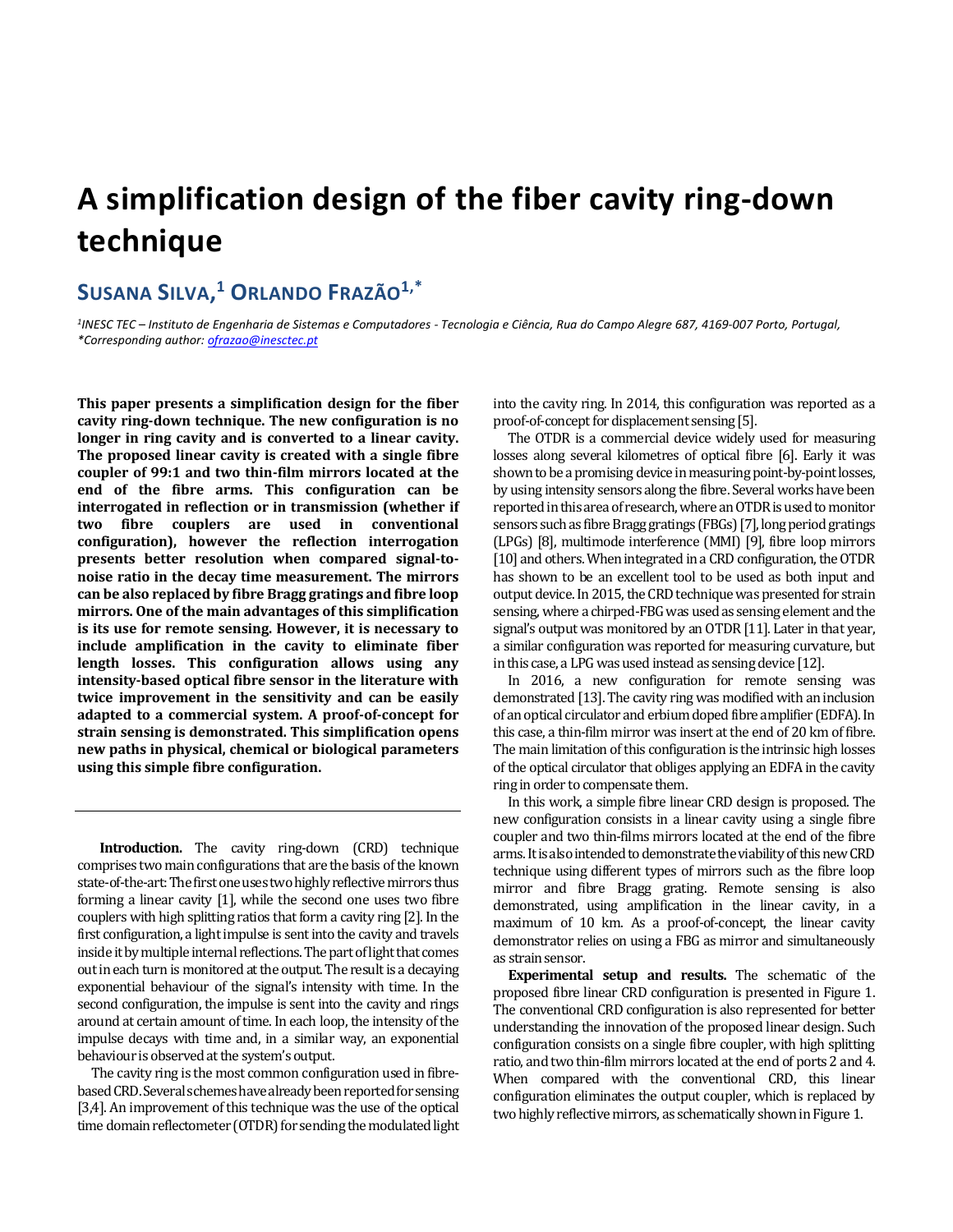# A simplification design of the fiber cavity ring-down technique

## SUSANA SILVA,[1] ORLANDO FRAZÃO[1,*]

*[1]INESC TEC – Instituto de Engenharia de Sistemas e Computadores - Tecnologia e Ciência, Rua do Campo Alegre 687, 4169-007 Porto, Portugal,*
*\*Corresponding author: ofrazao@inesctec.pt*

**This paper presents a simplification design for the fiber cavity ring-down technique. The new configuration is no longer in ring cavity and is converted to a linear cavity. The proposed linear cavity is created with a single fibre coupler of 99:1 and two thin-film mirrors located at the end of the fibre arms. This configuration can be interrogated in reflection or in transmission (whether if two fibre couplers are used in conventional configuration), however the reflection interrogation presents better resolution when compared signal-to-noise ratio in the decay time measurement. The mirrors can be also replaced by fibre Bragg gratings and fibre loop mirrors. One of the main advantages of this simplification is its use for remote sensing. However, it is necessary to include amplification in the cavity to eliminate fiber length losses. This configuration allows using any intensity-based optical fibre sensor in the literature with twice improvement in the sensitivity and can be easily adapted to a commercial system. A proof-of-concept for strain sensing is demonstrated. This simplification opens new paths in physical, chemical or biological parameters using this simple fibre configuration.**

**Introduction.** The cavity ring-down (CRD) technique comprises two main configurations that are the basis of the known state-of-the-art: The first one uses two highly reflective mirrors thus forming a linear cavity [1], while the second one uses two fibre couplers with high splitting ratios that form a cavity ring [2]. In the first configuration, a light impulse is sent into the cavity and travels inside it by multiple internal reflections. The part of light that comes out in each turn is monitored at the output. The result is a decaying exponential behaviour of the signal's intensity with time. In the second configuration, the impulse is sent into the cavity and rings around at certain amount of time. In each loop, the intensity of the impulse decays with time and, in a similar way, an exponential behaviour is observed at the system's output.

The cavity ring is the most common configuration used in fibre-based CRD. Several schemes have already been reported for sensing [3,4]. An improvement of this technique was the use of the optical time domain reflectometer (OTDR) for sending the modulated light into the cavity ring. In 2014, this configuration was reported as a proof-of-concept for displacement sensing [5].

The OTDR is a commercial device widely used for measuring losses along several kilometres of optical fibre [6]. Early it was shown to be a promising device in measuring point-by-point losses, by using intensity sensors along the fibre. Several works have been reported in this area of research, where an OTDR is used to monitor sensors such as fibre Bragg gratings (FBGs) [7], long period gratings (LPGs) [8], multimode interference (MMI) [9], fibre loop mirrors [10] and others. When integrated in a CRD configuration, the OTDR has shown to be an excellent tool to be used as both input and output device. In 2015, the CRD technique was presented for strain sensing, where a chirped-FBG was used as sensing element and the signal's output was monitored by an OTDR [11]. Later in that year, a similar configuration was reported for measuring curvature, but in this case, a LPG was used instead as sensing device [12].

In 2016, a new configuration for remote sensing was demonstrated [13]. The cavity ring was modified with an inclusion of an optical circulator and erbium doped fibre amplifier (EDFA). In this case, a thin-film mirror was insert at the end of 20 km of fibre. The main limitation of this configuration is the intrinsic high losses of the optical circulator that obliges applying an EDFA in the cavity ring in order to compensate them.

In this work, a simple fibre linear CRD design is proposed. The new configuration consists in a linear cavity using a single fibre coupler and two thin-films mirrors located at the end of the fibre arms. It is also intended to demonstrate the viability of this new CRD technique using different types of mirrors such as the fibre loop mirror and fibre Bragg grating. Remote sensing is also demonstrated, using amplification in the linear cavity, in a maximum of 10 km. As a proof-of-concept, the linear cavity demonstrator relies on using a FBG as mirror and simultaneously as strain sensor.

**Experimental setup and results.** The schematic of the proposed fibre linear CRD configuration is presented in Figure 1. The conventional CRD configuration is also represented for better understanding the innovation of the proposed linear design. Such configuration consists on a single fibre coupler, with high splitting ratio, and two thin-film mirrors located at the end of ports 2 and 4. When compared with the conventional CRD, this linear configuration eliminates the output coupler, which is replaced by two highly reflective mirrors, as schematically shown in Figure 1.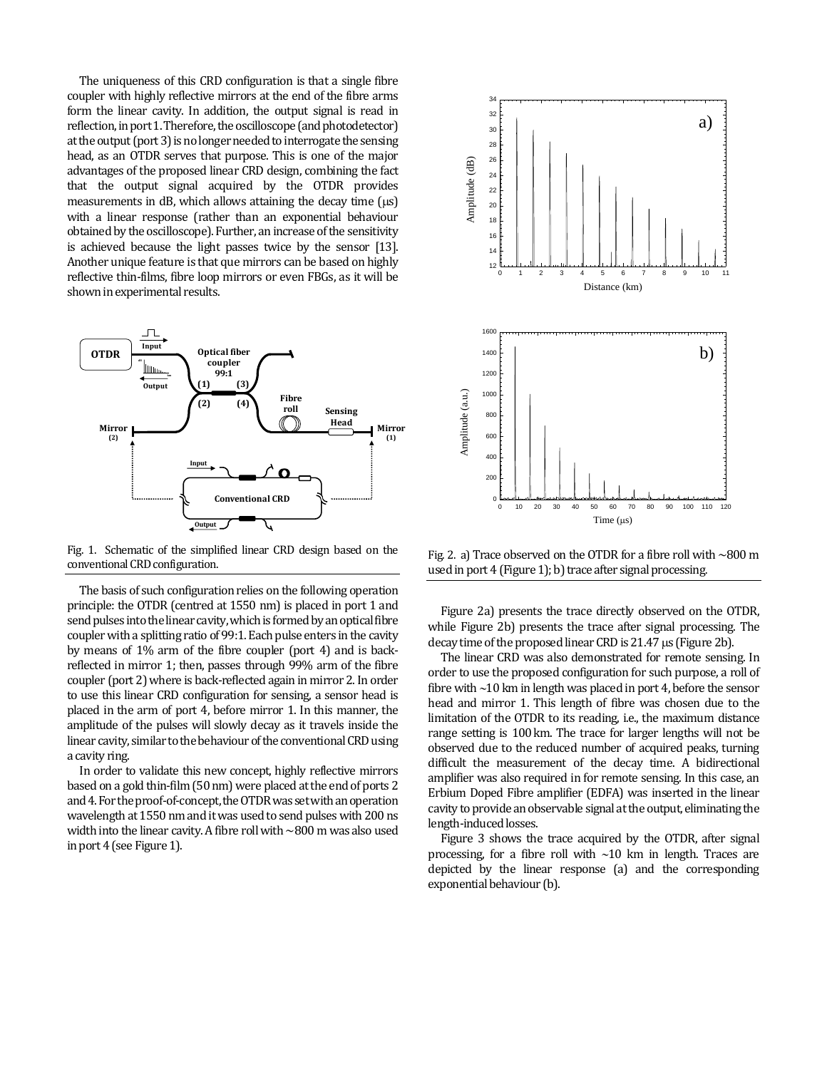The uniqueness of this CRD configuration is that a single fibre coupler with highly reflective mirrors at the end of the fibre arms form the linear cavity. In addition, the output signal is read in reflection, in port 1. Therefore, the oscilloscope (and photodetector) at the output (port 3) is no longer needed to interrogate the sensing head, as an OTDR serves that purpose. This is one of the major advantages of the proposed linear CRD design, combining the fact that the output signal acquired by the OTDR provides measurements in dB, which allows attaining the decay time (μs) with a linear response (rather than an exponential behaviour obtained by the oscilloscope). Further, an increase of the sensitivity is achieved because the light passes twice by the sensor [13]. Another unique feature is that que mirrors can be based on highly reflective thin-films, fibre loop mirrors or even FBGs, as it will be shown in experimental results.

Fig. 1. Schematic of the simplified linear CRD design based on the conventional CRD configuration.

The basis of such configuration relies on the following operation principle: the OTDR (centred at 1550 nm) is placed in port 1 and send pulses into the linear cavity, which is formed by an optical fibre coupler with a splitting ratio of 99:1. Each pulse enters in the cavity by means of 1% arm of the fibre coupler (port 4) and is back-reflected in mirror 1; then, passes through 99% arm of the fibre coupler (port 2) where is back-reflected again in mirror 2. In order to use this linear CRD configuration for sensing, a sensor head is placed in the arm of port 4, before mirror 1. In this manner, the amplitude of the pulses will slowly decay as it travels inside the linear cavity, similar to the behaviour of the conventional CRD using a cavity ring.

In order to validate this new concept, highly reflective mirrors based on a gold thin-film (50 nm) were placed at the end of ports 2 and 4. For the proof-of-concept, the OTDR was set with an operation wavelength at 1550 nm and it was used to send pulses with 200 ns width into the linear cavity. A fibre roll with ~800 m was also used in port 4 (see Figure 1).

Fig. 2. a) Trace observed on the OTDR for a fibre roll with ~800 m used in port 4 (Figure 1); b) trace after signal processing.

Figure 2a) presents the trace directly observed on the OTDR, while Figure 2b) presents the trace after signal processing. The decay time of the proposed linear CRD is 21.47 μs (Figure 2b).

The linear CRD was also demonstrated for remote sensing. In order to use the proposed configuration for such purpose, a roll of fibre with ~10 km in length was placed in port 4, before the sensor head and mirror 1. This length of fibre was chosen due to the limitation of the OTDR to its reading, i.e., the maximum distance range setting is 100 km. The trace for larger lengths will not be observed due to the reduced number of acquired peaks, turning difficult the measurement of the decay time. A bidirectional amplifier was also required in for remote sensing. In this case, an Erbium Doped Fibre amplifier (EDFA) was inserted in the linear cavity to provide an observable signal at the output, eliminating the length-induced losses.

Figure 3 shows the trace acquired by the OTDR, after signal processing, for a fibre roll with ~10 km in length. Traces are depicted by the linear response (a) and the corresponding exponential behaviour (b).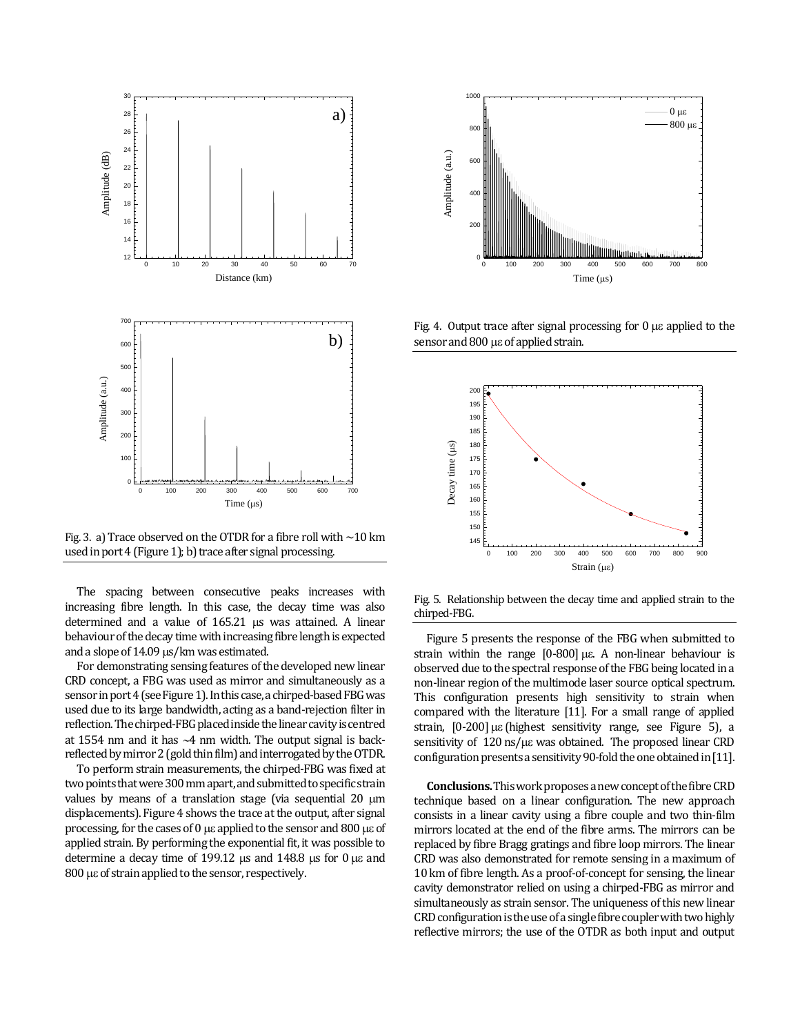Fig. 3. a) Trace observed on the OTDR for a fibre roll with ~10 km used in port 4 (Figure 1); b) trace after signal processing.

The spacing between consecutive peaks increases with increasing fibre length. In this case, the decay time was also determined and a value of 165.21 μs was attained. A linear behaviour of the decay time with increasing fibre length is expected and a slope of 14.09 μs/km was estimated.

For demonstrating sensing features of the developed new linear CRD concept, a FBG was used as mirror and simultaneously as a sensor in port 4 (see Figure 1). In this case, a chirped-based FBG was used due to its large bandwidth, acting as a band-rejection filter in reflection. The chirped-FBG placed inside the linear cavity is centred at 1554 nm and it has ~4 nm width. The output signal is back-reflected by mirror 2 (gold thin film) and interrogated by the OTDR.

To perform strain measurements, the chirped-FBG was fixed at two points that were 300 mm apart, and submitted to specific strain values by means of a translation stage (via sequential 20 μm displacements). Figure 4 shows the trace at the output, after signal processing, for the cases of 0 με applied to the sensor and 800 με of applied strain. By performing the exponential fit, it was possible to determine a decay time of 199.12 μs and 148.8 μs for 0 με and 800 με of strain applied to the sensor, respectively.

Fig. 4. Output trace after signal processing for 0 με applied to the sensor and 800 με of applied strain.

Fig. 5. Relationship between the decay time and applied strain to the chirped-FBG.

Figure 5 presents the response of the FBG when submitted to strain within the range [0-800] με. A non-linear behaviour is observed due to the spectral response of the FBG being located in a non-linear region of the multimode laser source optical spectrum. This configuration presents high sensitivity to strain when compared with the literature [11]. For a small range of applied strain, [0-200] με (highest sensitivity range, see Figure 5), a sensitivity of 120 ns/με was obtained. The proposed linear CRD configuration presents a sensitivity 90-fold the one obtained in [11].

**Conclusions.** This work proposes a new concept of the fibre CRD technique based on a linear configuration. The new approach consists in a linear cavity using a fibre couple and two thin-film mirrors located at the end of the fibre arms. The mirrors can be replaced by fibre Bragg gratings and fibre loop mirrors. The linear CRD was also demonstrated for remote sensing in a maximum of 10 km of fibre length. As a proof-of-concept for sensing, the linear cavity demonstrator relied on using a chirped-FBG as mirror and simultaneously as strain sensor. The uniqueness of this new linear CRD configuration is the use of a single fibre coupler with two highly reflective mirrors; the use of the OTDR as both input and output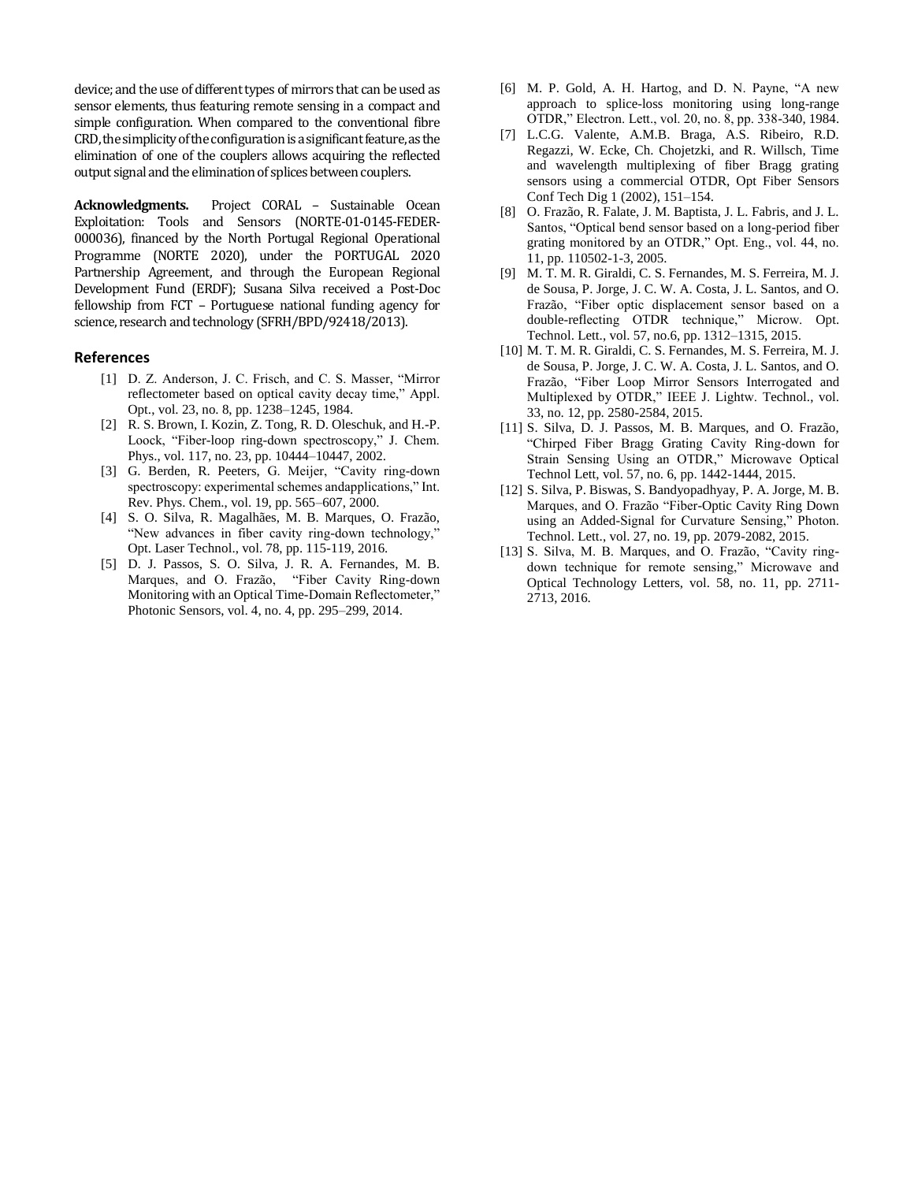device; and the use of different types of mirrors that can be used as sensor elements, thus featuring remote sensing in a compact and simple configuration. When compared to the conventional fibre CRD, the simplicity of the configuration is a significant feature, as the elimination of one of the couplers allows acquiring the reflected output signal and the elimination of splices between couplers.

**Acknowledgments.** Project CORAL – Sustainable Ocean Exploitation: Tools and Sensors (NORTE-01-0145-FEDER-000036), financed by the North Portugal Regional Operational Programme (NORTE 2020), under the PORTUGAL 2020 Partnership Agreement, and through the European Regional Development Fund (ERDF); Susana Silva received a Post-Doc fellowship from FCT – Portuguese national funding agency for science, research and technology (SFRH/BPD/92418/2013).

## References

[1] D. Z. Anderson, J. C. Frisch, and C. S. Masser, "Mirror reflectometer based on optical cavity decay time," Appl. Opt., vol. 23, no. 8, pp. 1238–1245, 1984.

[2] R. S. Brown, I. Kozin, Z. Tong, R. D. Oleschuk, and H.-P. Loock, "Fiber-loop ring-down spectroscopy," J. Chem. Phys., vol. 117, no. 23, pp. 10444–10447, 2002.

[3] G. Berden, R. Peeters, G. Meijer, "Cavity ring-down spectroscopy: experimental schemes andapplications," Int. Rev. Phys. Chem., vol. 19, pp. 565–607, 2000.

[4] S. O. Silva, R. Magalhães, M. B. Marques, O. Frazão, "New advances in fiber cavity ring-down technology," Opt. Laser Technol., vol. 78, pp. 115-119, 2016.

[5] D. J. Passos, S. O. Silva, J. R. A. Fernandes, M. B. Marques, and O. Frazão, "Fiber Cavity Ring-down Monitoring with an Optical Time-Domain Reflectometer," Photonic Sensors, vol. 4, no. 4, pp. 295–299, 2014.

[6] M. P. Gold, A. H. Hartog, and D. N. Payne, "A new approach to splice-loss monitoring using long-range OTDR," Electron. Lett., vol. 20, no. 8, pp. 338-340, 1984.

[7] L.C.G. Valente, A.M.B. Braga, A.S. Ribeiro, R.D. Regazzi, W. Ecke, Ch. Chojetzki, and R. Willsch, Time and wavelength multiplexing of fiber Bragg grating sensors using a commercial OTDR, Opt Fiber Sensors Conf Tech Dig 1 (2002), 151–154.

[8] O. Frazão, R. Falate, J. M. Baptista, J. L. Fabris, and J. L. Santos, "Optical bend sensor based on a long-period fiber grating monitored by an OTDR," Opt. Eng., vol. 44, no. 11, pp. 110502-1-3, 2005.

[9] M. T. M. R. Giraldi, C. S. Fernandes, M. S. Ferreira, M. J. de Sousa, P. Jorge, J. C. W. A. Costa, J. L. Santos, and O. Frazão, "Fiber optic displacement sensor based on a double-reflecting OTDR technique," Microw. Opt. Technol. Lett., vol. 57, no.6, pp. 1312–1315, 2015.

[10] M. T. M. R. Giraldi, C. S. Fernandes, M. S. Ferreira, M. J. de Sousa, P. Jorge, J. C. W. A. Costa, J. L. Santos, and O. Frazão, "Fiber Loop Mirror Sensors Interrogated and Multiplexed by OTDR," IEEE J. Lightw. Technol., vol. 33, no. 12, pp. 2580-2584, 2015.

[11] S. Silva, D. J. Passos, M. B. Marques, and O. Frazão, "Chirped Fiber Bragg Grating Cavity Ring-down for Strain Sensing Using an OTDR," Microwave Optical Technol Lett, vol. 57, no. 6, pp. 1442-1444, 2015.

[12] S. Silva, P. Biswas, S. Bandyopadhyay, P. A. Jorge, M. B. Marques, and O. Frazão "Fiber-Optic Cavity Ring Down using an Added-Signal for Curvature Sensing," Photon. Technol. Lett., vol. 27, no. 19, pp. 2079-2082, 2015.

[13] S. Silva, M. B. Marques, and O. Frazão, "Cavity ring-down technique for remote sensing," Microwave and Optical Technology Letters, vol. 58, no. 11, pp. 2711-2713, 2016.